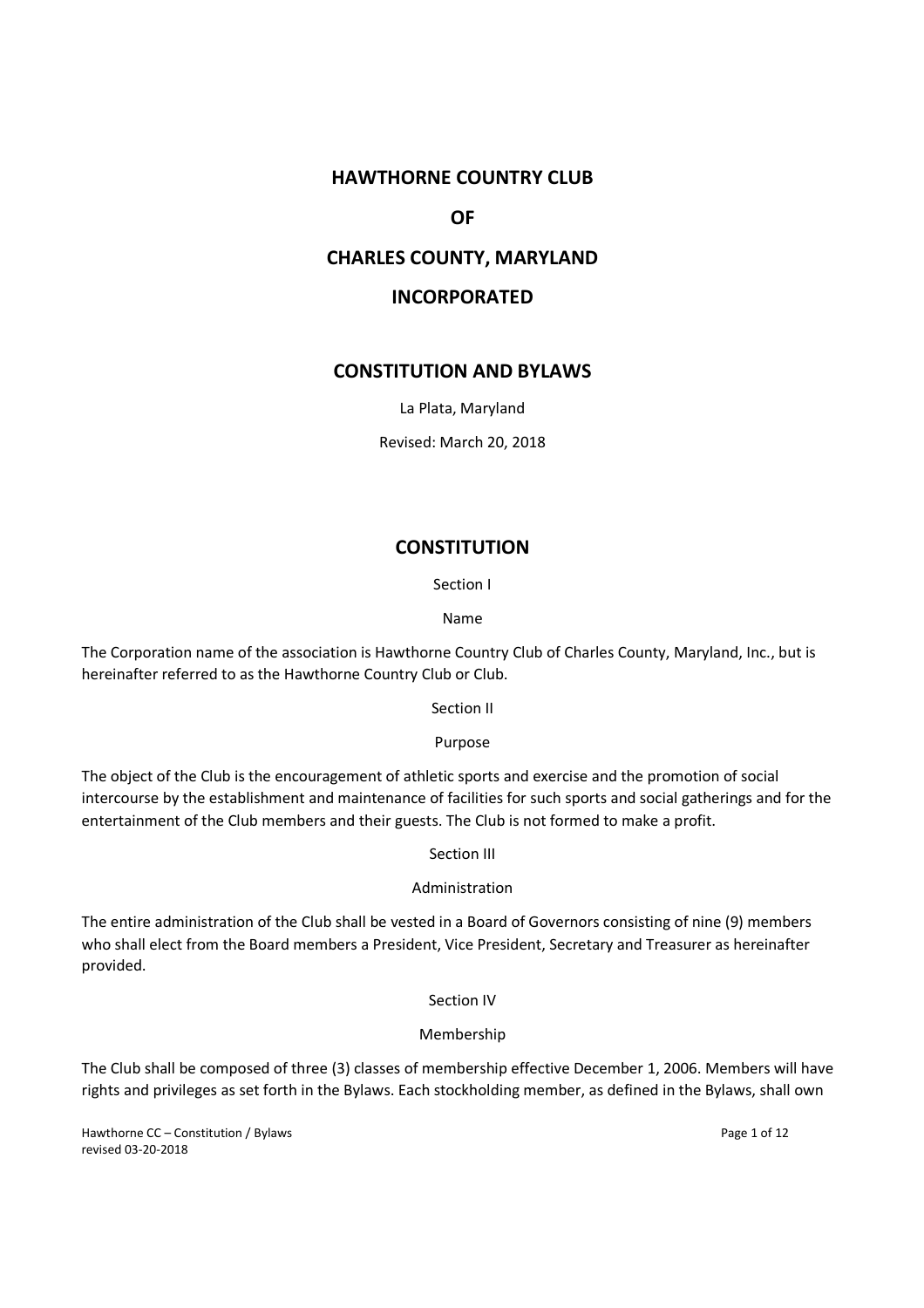# HAWTHORNE COUNTRY CLUB

# OF

# CHARLES COUNTY, MARYLAND

# INCORPORATED

## CONSTITUTION AND BYLAWS

La Plata, Maryland

Revised: March 20, 2018

## CONSTITUTION

### Section I

### Name

The Corporation name of the association is Hawthorne Country Club of Charles County, Maryland, Inc., but is hereinafter referred to as the Hawthorne Country Club or Club.

### Section II

### Purpose

The object of the Club is the encouragement of athletic sports and exercise and the promotion of social intercourse by the establishment and maintenance of facilities for such sports and social gatherings and for the entertainment of the Club members and their guests. The Club is not formed to make a profit.

### Section III

### Administration

The entire administration of the Club shall be vested in a Board of Governors consisting of nine (9) members who shall elect from the Board members a President, Vice President, Secretary and Treasurer as hereinafter provided.

### Section IV

### Membership

The Club shall be composed of three (3) classes of membership effective December 1, 2006. Members will have rights and privileges as set forth in the Bylaws. Each stockholding member, as defined in the Bylaws, shall own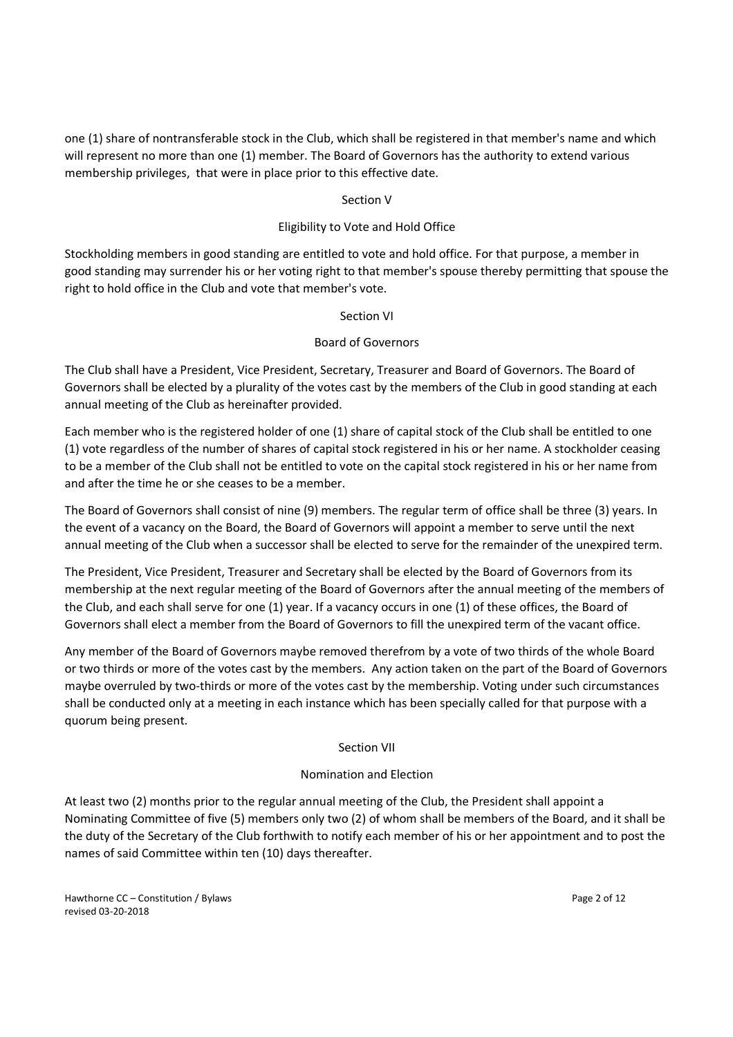one (1) share of nontransferable stock in the Club, which shall be registered in that member's name and which will represent no more than one (1) member. The Board of Governors has the authority to extend various membership privileges, that were in place prior to this effective date.

## Section V

### Eligibility to Vote and Hold Office

Stockholding members in good standing are entitled to vote and hold office. For that purpose, a member in good standing may surrender his or her voting right to that member's spouse thereby permitting that spouse the right to hold office in the Club and vote that member's vote.

## Section VI

### Board of Governors

The Club shall have a President, Vice President, Secretary, Treasurer and Board of Governors. The Board of Governors shall be elected by a plurality of the votes cast by the members of the Club in good standing at each annual meeting of the Club as hereinafter provided.

Each member who is the registered holder of one (1) share of capital stock of the Club shall be entitled to one (1) vote regardless of the number of shares of capital stock registered in his or her name. A stockholder ceasing to be a member of the Club shall not be entitled to vote on the capital stock registered in his or her name from and after the time he or she ceases to be a member.

The Board of Governors shall consist of nine (9) members. The regular term of office shall be three (3) years. In the event of a vacancy on the Board, the Board of Governors will appoint a member to serve until the next annual meeting of the Club when a successor shall be elected to serve for the remainder of the unexpired term.

The President, Vice President, Treasurer and Secretary shall be elected by the Board of Governors from its membership at the next regular meeting of the Board of Governors after the annual meeting of the members of the Club, and each shall serve for one (1) year. If a vacancy occurs in one (1) of these offices, the Board of Governors shall elect a member from the Board of Governors to fill the unexpired term of the vacant office.

Any member of the Board of Governors maybe removed therefrom by a vote of two thirds of the whole Board or two thirds or more of the votes cast by the members. Any action taken on the part of the Board of Governors maybe overruled by two-thirds or more of the votes cast by the membership. Voting under such circumstances shall be conducted only at a meeting in each instance which has been specially called for that purpose with a quorum being present.

## Section VII

### Nomination and Election

At least two (2) months prior to the regular annual meeting of the Club, the President shall appoint a Nominating Committee of five (5) members only two (2) of whom shall be members of the Board, and it shall be the duty of the Secretary of the Club forthwith to notify each member of his or her appointment and to post the names of said Committee within ten (10) days thereafter.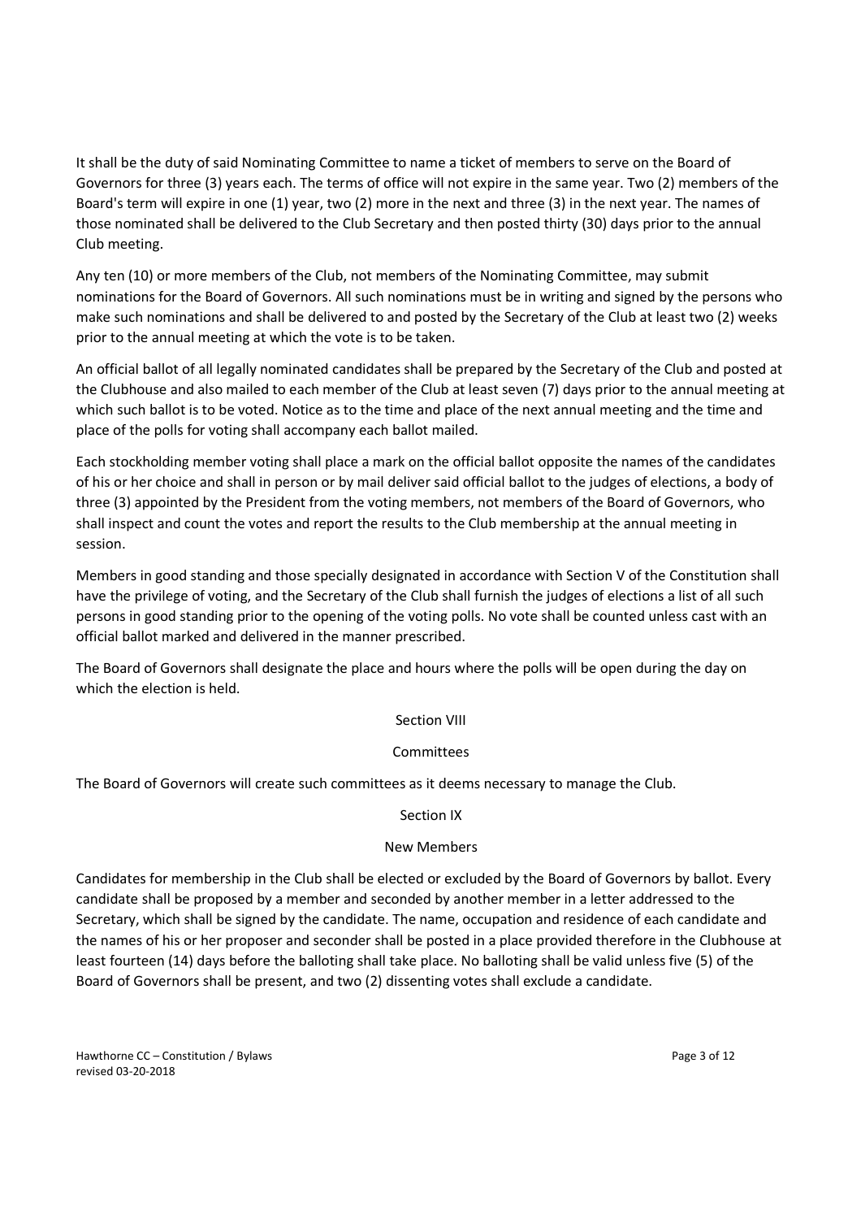It shall be the duty of said Nominating Committee to name a ticket of members to serve on the Board of Governors for three (3) years each. The terms of office will not expire in the same year. Two (2) members of the Board's term will expire in one (1) year, two (2) more in the next and three (3) in the next year. The names of those nominated shall be delivered to the Club Secretary and then posted thirty (30) days prior to the annual Club meeting.

Any ten (10) or more members of the Club, not members of the Nominating Committee, may submit nominations for the Board of Governors. All such nominations must be in writing and signed by the persons who make such nominations and shall be delivered to and posted by the Secretary of the Club at least two (2) weeks prior to the annual meeting at which the vote is to be taken.

An official ballot of all legally nominated candidates shall be prepared by the Secretary of the Club and posted at the Clubhouse and also mailed to each member of the Club at least seven (7) days prior to the annual meeting at which such ballot is to be voted. Notice as to the time and place of the next annual meeting and the time and place of the polls for voting shall accompany each ballot mailed.

Each stockholding member voting shall place a mark on the official ballot opposite the names of the candidates of his or her choice and shall in person or by mail deliver said official ballot to the judges of elections, a body of three (3) appointed by the President from the voting members, not members of the Board of Governors, who shall inspect and count the votes and report the results to the Club membership at the annual meeting in session.

Members in good standing and those specially designated in accordance with Section V of the Constitution shall have the privilege of voting, and the Secretary of the Club shall furnish the judges of elections a list of all such persons in good standing prior to the opening of the voting polls. No vote shall be counted unless cast with an official ballot marked and delivered in the manner prescribed.

The Board of Governors shall designate the place and hours where the polls will be open during the day on which the election is held.

## Section VIII

## Committees

The Board of Governors will create such committees as it deems necessary to manage the Club.

## Section IX

## New Members

Candidates for membership in the Club shall be elected or excluded by the Board of Governors by ballot. Every candidate shall be proposed by a member and seconded by another member in a letter addressed to the Secretary, which shall be signed by the candidate. The name, occupation and residence of each candidate and the names of his or her proposer and seconder shall be posted in a place provided therefore in the Clubhouse at least fourteen (14) days before the balloting shall take place. No balloting shall be valid unless five (5) of the Board of Governors shall be present, and two (2) dissenting votes shall exclude a candidate.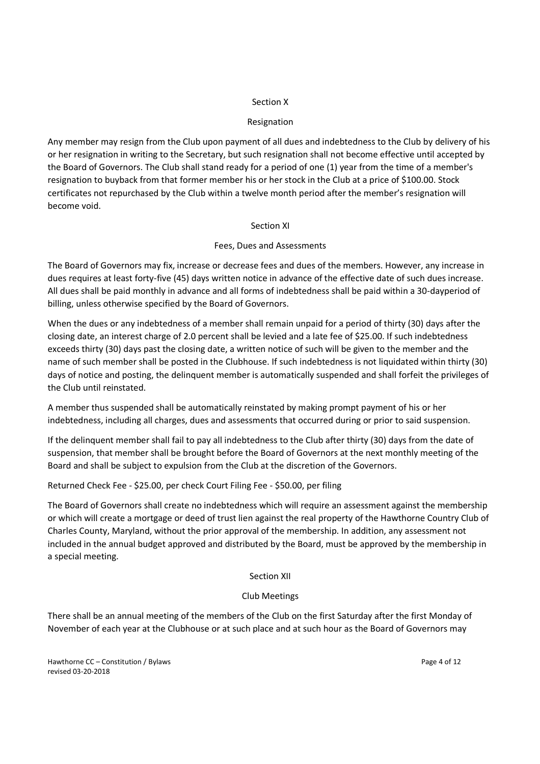## Section X

### Resignation

Any member may resign from the Club upon payment of all dues and indebtedness to the Club by delivery of his or her resignation in writing to the Secretary, but such resignation shall not become effective until accepted by the Board of Governors. The Club shall stand ready for a period of one (1) year from the time of a member's resignation to buyback from that former member his or her stock in the Club at a price of $100.00. Stock certificates not repurchased by the Club within a twelve month period after the member's resignation will become void.

## Section XI

### Fees, Dues and Assessments

The Board of Governors may fix, increase or decrease fees and dues of the members. However, any increase in dues requires at least forty-five (45) days written notice in advance of the effective date of such dues increase. All dues shall be paid monthly in advance and all forms of indebtedness shall be paid within a 30-dayperiod of billing, unless otherwise specified by the Board of Governors.

When the dues or any indebtedness of a member shall remain unpaid for a period of thirty (30) days after the closing date, an interest charge of 2.0 percent shall be levied and a late fee of $25.00. If such indebtedness exceeds thirty (30) days past the closing date, a written notice of such will be given to the member and the name of such member shall be posted in the Clubhouse. If such indebtedness is not liquidated within thirty (30) days of notice and posting, the delinquent member is automatically suspended and shall forfeit the privileges of the Club until reinstated.

A member thus suspended shall be automatically reinstated by making prompt payment of his or her indebtedness, including all charges, dues and assessments that occurred during or prior to said suspension.

If the delinquent member shall fail to pay all indebtedness to the Club after thirty (30) days from the date of suspension, that member shall be brought before the Board of Governors at the next monthly meeting of the Board and shall be subject to expulsion from the Club at the discretion of the Governors.

Returned Check Fee - $25.00, per check Court Filing Fee - $50.00, per filing

The Board of Governors shall create no indebtedness which will require an assessment against the membership or which will create a mortgage or deed of trust lien against the real property of the Hawthorne Country Club of Charles County, Maryland, without the prior approval of the membership. In addition, any assessment not included in the annual budget approved and distributed by the Board, must be approved by the membership in a special meeting.

## Section XII

### Club Meetings

There shall be an annual meeting of the members of the Club on the first Saturday after the first Monday of November of each year at the Clubhouse or at such place and at such hour as the Board of Governors may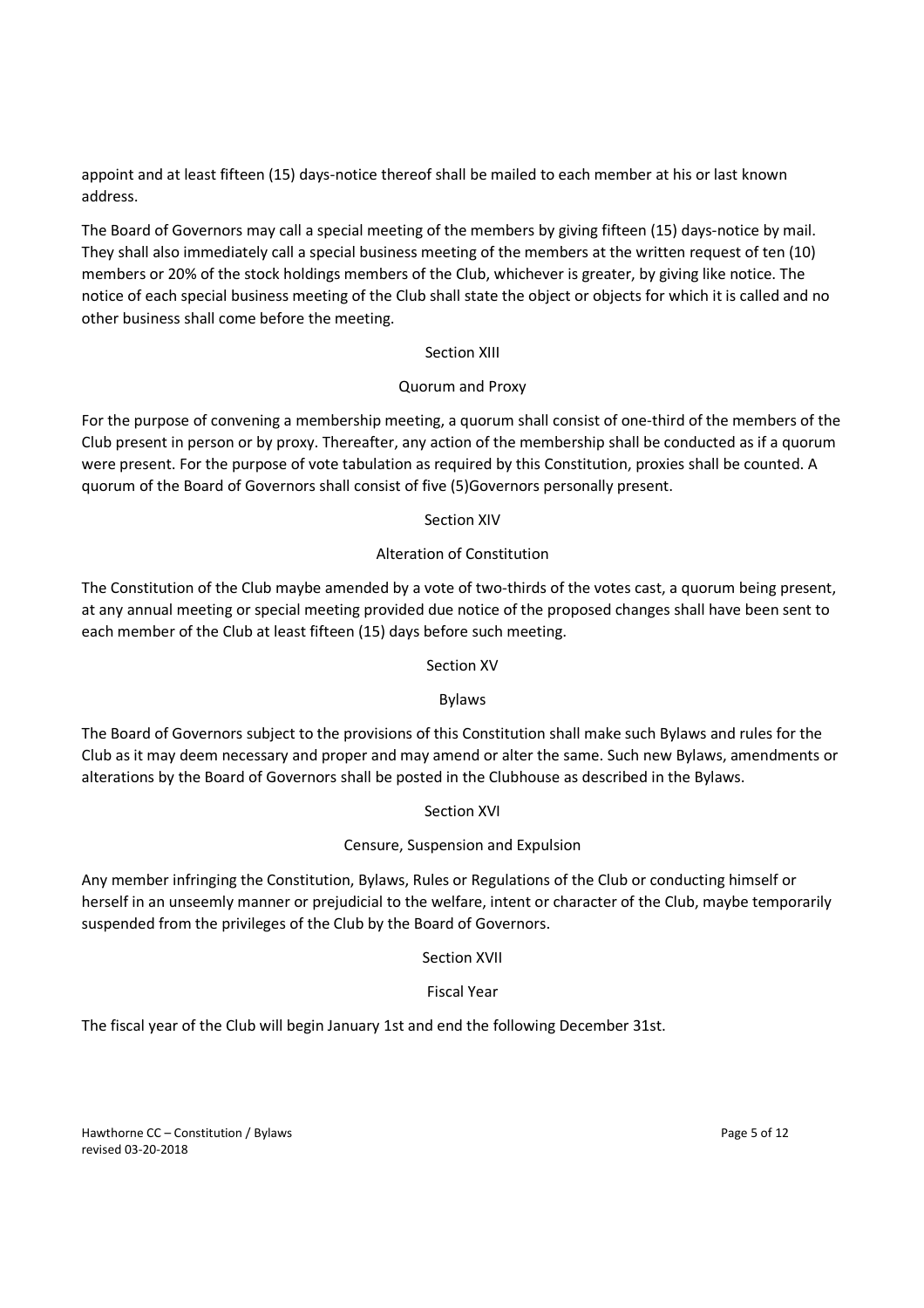appoint and at least fifteen (15) days-notice thereof shall be mailed to each member at his or last known address.

The Board of Governors may call a special meeting of the members by giving fifteen (15) days-notice by mail. They shall also immediately call a special business meeting of the members at the written request of ten (10) members or 20% of the stock holdings members of the Club, whichever is greater, by giving like notice. The notice of each special business meeting of the Club shall state the object or objects for which it is called and no other business shall come before the meeting.

## Section XIII

### Quorum and Proxy

For the purpose of convening a membership meeting, a quorum shall consist of one-third of the members of the Club present in person or by proxy. Thereafter, any action of the membership shall be conducted as if a quorum were present. For the purpose of vote tabulation as required by this Constitution, proxies shall be counted. A quorum of the Board of Governors shall consist of five (5)Governors personally present.

## Section XIV

### Alteration of Constitution

The Constitution of the Club maybe amended by a vote of two-thirds of the votes cast, a quorum being present, at any annual meeting or special meeting provided due notice of the proposed changes shall have been sent to each member of the Club at least fifteen (15) days before such meeting.

## Section XV

### Bylaws

The Board of Governors subject to the provisions of this Constitution shall make such Bylaws and rules for the Club as it may deem necessary and proper and may amend or alter the same. Such new Bylaws, amendments or alterations by the Board of Governors shall be posted in the Clubhouse as described in the Bylaws.

## Section XVI

### Censure, Suspension and Expulsion

Any member infringing the Constitution, Bylaws, Rules or Regulations of the Club or conducting himself or herself in an unseemly manner or prejudicial to the welfare, intent or character of the Club, maybe temporarily suspended from the privileges of the Club by the Board of Governors.

## Section XVII

### Fiscal Year

The fiscal year of the Club will begin January 1st and end the following December 31st.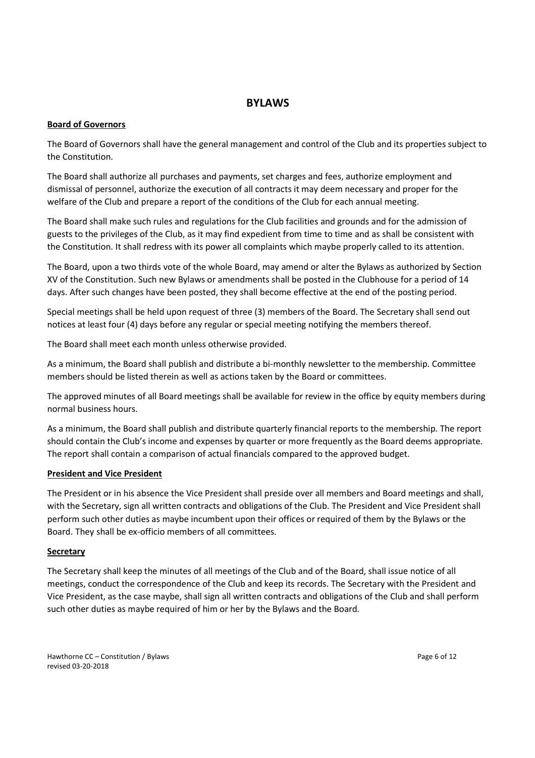# BYLAWS

**Board of Governors**

The Board of Governors shall have the general management and control of the Club and its properties subject to the Constitution.

The Board shall authorize all purchases and payments, set charges and fees, authorize employment and dismissal of personnel, authorize the execution of all contracts it may deem necessary and proper for the welfare of the Club and prepare a report of the conditions of the Club for each annual meeting.

The Board shall make such rules and regulations for the Club facilities and grounds and for the admission of guests to the privileges of the Club, as it may find expedient from time to time and as shall be consistent with the Constitution. It shall redress with its power all complaints which maybe properly called to its attention.

The Board, upon a two thirds vote of the whole Board, may amend or alter the Bylaws as authorized by Section XV of the Constitution. Such new Bylaws or amendments shall be posted in the Clubhouse for a period of 14 days. After such changes have been posted, they shall become effective at the end of the posting period.

Special meetings shall be held upon request of three (3) members of the Board. The Secretary shall send out notices at least four (4) days before any regular or special meeting notifying the members thereof.

The Board shall meet each month unless otherwise provided.

As a minimum, the Board shall publish and distribute a bi-monthly newsletter to the membership. Committee members should be listed therein as well as actions taken by the Board or committees.

The approved minutes of all Board meetings shall be available for review in the office by equity members during normal business hours.

As a minimum, the Board shall publish and distribute quarterly financial reports to the membership. The report should contain the Club's income and expenses by quarter or more frequently as the Board deems appropriate. The report shall contain a comparison of actual financials compared to the approved budget.

**President and Vice President**

The President or in his absence the Vice President shall preside over all members and Board meetings and shall, with the Secretary, sign all written contracts and obligations of the Club. The President and Vice President shall perform such other duties as maybe incumbent upon their offices or required of them by the Bylaws or the Board. They shall be ex-officio members of all committees.

**Secretary**

The Secretary shall keep the minutes of all meetings of the Club and of the Board, shall issue notice of all meetings, conduct the correspondence of the Club and keep its records. The Secretary with the President and Vice President, as the case maybe, shall sign all written contracts and obligations of the Club and shall perform such other duties as maybe required of him or her by the Bylaws and the Board.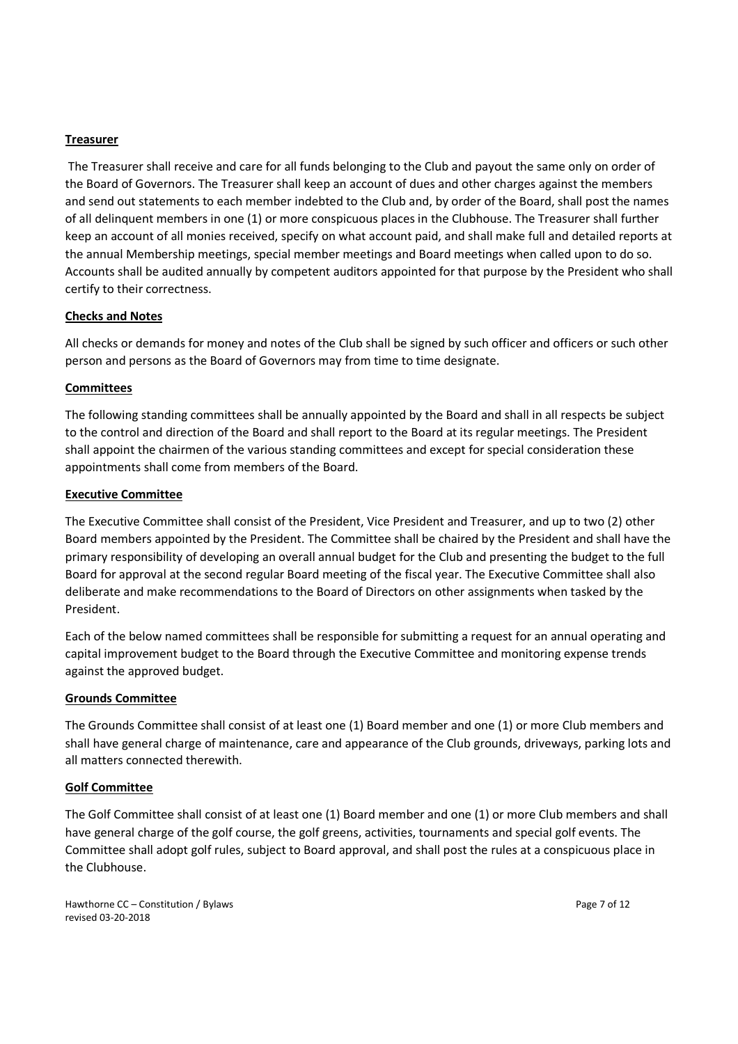**Treasurer**

The Treasurer shall receive and care for all funds belonging to the Club and payout the same only on order of the Board of Governors. The Treasurer shall keep an account of dues and other charges against the members and send out statements to each member indebted to the Club and, by order of the Board, shall post the names of all delinquent members in one (1) or more conspicuous places in the Clubhouse. The Treasurer shall further keep an account of all monies received, specify on what account paid, and shall make full and detailed reports at the annual Membership meetings, special member meetings and Board meetings when called upon to do so. Accounts shall be audited annually by competent auditors appointed for that purpose by the President who shall certify to their correctness.

**Checks and Notes**

All checks or demands for money and notes of the Club shall be signed by such officer and officers or such other person and persons as the Board of Governors may from time to time designate.

**Committees**

The following standing committees shall be annually appointed by the Board and shall in all respects be subject to the control and direction of the Board and shall report to the Board at its regular meetings. The President shall appoint the chairmen of the various standing committees and except for special consideration these appointments shall come from members of the Board.

**Executive Committee**

The Executive Committee shall consist of the President, Vice President and Treasurer, and up to two (2) other Board members appointed by the President. The Committee shall be chaired by the President and shall have the primary responsibility of developing an overall annual budget for the Club and presenting the budget to the full Board for approval at the second regular Board meeting of the fiscal year. The Executive Committee shall also deliberate and make recommendations to the Board of Directors on other assignments when tasked by the President.

Each of the below named committees shall be responsible for submitting a request for an annual operating and capital improvement budget to the Board through the Executive Committee and monitoring expense trends against the approved budget.

**Grounds Committee**

The Grounds Committee shall consist of at least one (1) Board member and one (1) or more Club members and shall have general charge of maintenance, care and appearance of the Club grounds, driveways, parking lots and all matters connected therewith.

**Golf Committee**

The Golf Committee shall consist of at least one (1) Board member and one (1) or more Club members and shall have general charge of the golf course, the golf greens, activities, tournaments and special golf events. The Committee shall adopt golf rules, subject to Board approval, and shall post the rules at a conspicuous place in the Clubhouse.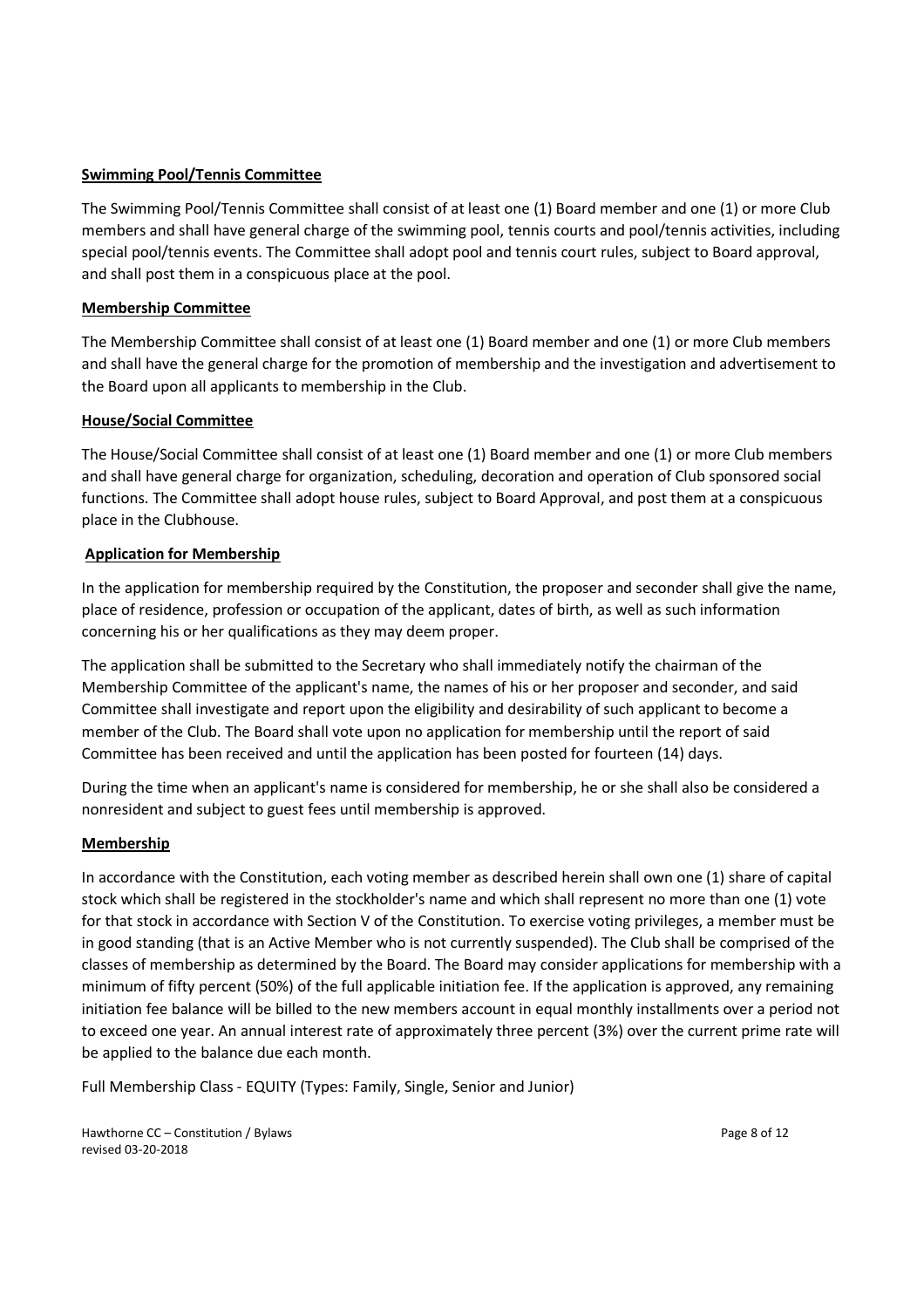**Swimming Pool/Tennis Committee**

The Swimming Pool/Tennis Committee shall consist of at least one (1) Board member and one (1) or more Club members and shall have general charge of the swimming pool, tennis courts and pool/tennis activities, including special pool/tennis events. The Committee shall adopt pool and tennis court rules, subject to Board approval, and shall post them in a conspicuous place at the pool.

**Membership Committee**

The Membership Committee shall consist of at least one (1) Board member and one (1) or more Club members and shall have the general charge for the promotion of membership and the investigation and advertisement to the Board upon all applicants to membership in the Club.

**House/Social Committee**

The House/Social Committee shall consist of at least one (1) Board member and one (1) or more Club members and shall have general charge for organization, scheduling, decoration and operation of Club sponsored social functions. The Committee shall adopt house rules, subject to Board Approval, and post them at a conspicuous place in the Clubhouse.

**Application for Membership**

In the application for membership required by the Constitution, the proposer and seconder shall give the name, place of residence, profession or occupation of the applicant, dates of birth, as well as such information concerning his or her qualifications as they may deem proper.

The application shall be submitted to the Secretary who shall immediately notify the chairman of the Membership Committee of the applicant's name, the names of his or her proposer and seconder, and said Committee shall investigate and report upon the eligibility and desirability of such applicant to become a member of the Club. The Board shall vote upon no application for membership until the report of said Committee has been received and until the application has been posted for fourteen (14) days.

During the time when an applicant's name is considered for membership, he or she shall also be considered a nonresident and subject to guest fees until membership is approved.

**Membership**

In accordance with the Constitution, each voting member as described herein shall own one (1) share of capital stock which shall be registered in the stockholder's name and which shall represent no more than one (1) vote for that stock in accordance with Section V of the Constitution. To exercise voting privileges, a member must be in good standing (that is an Active Member who is not currently suspended). The Club shall be comprised of the classes of membership as determined by the Board. The Board may consider applications for membership with a minimum of fifty percent (50%) of the full applicable initiation fee. If the application is approved, any remaining initiation fee balance will be billed to the new members account in equal monthly installments over a period not to exceed one year. An annual interest rate of approximately three percent (3%) over the current prime rate will be applied to the balance due each month.

Full Membership Class - EQUITY (Types: Family, Single, Senior and Junior)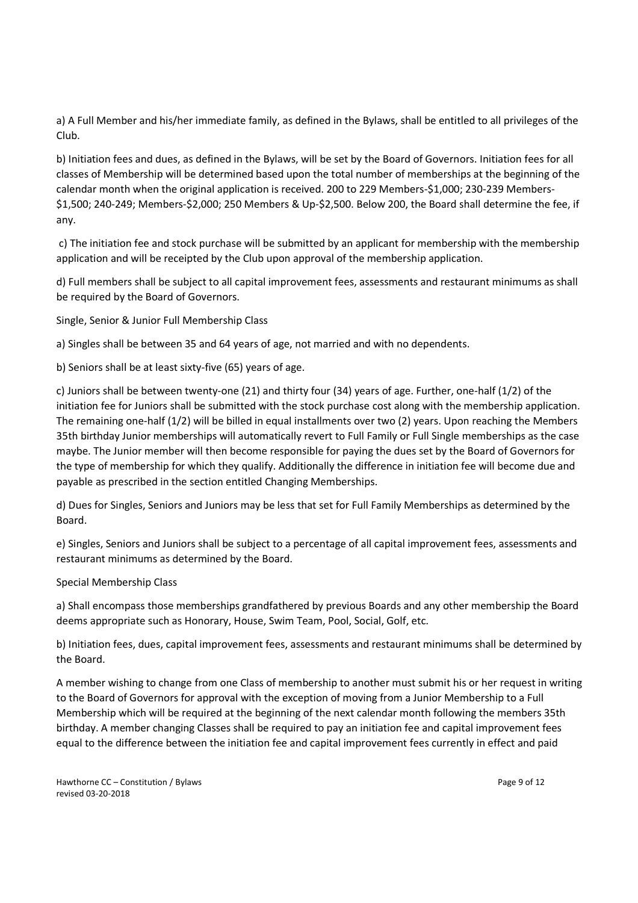a) A Full Member and his/her immediate family, as defined in the Bylaws, shall be entitled to all privileges of the Club.

b) Initiation fees and dues, as defined in the Bylaws, will be set by the Board of Governors. Initiation fees for all classes of Membership will be determined based upon the total number of memberships at the beginning of the calendar month when the original application is received. 200 to 229 Members-$1,000; 230-239 Members-$1,500; 240-249; Members-$2,000; 250 Members & Up-$2,500. Below 200, the Board shall determine the fee, if any.

c) The initiation fee and stock purchase will be submitted by an applicant for membership with the membership application and will be receipted by the Club upon approval of the membership application.

d) Full members shall be subject to all capital improvement fees, assessments and restaurant minimums as shall be required by the Board of Governors.

Single, Senior & Junior Full Membership Class

a) Singles shall be between 35 and 64 years of age, not married and with no dependents.

b) Seniors shall be at least sixty-five (65) years of age.

c) Juniors shall be between twenty-one (21) and thirty four (34) years of age. Further, one-half (1/2) of the initiation fee for Juniors shall be submitted with the stock purchase cost along with the membership application. The remaining one-half (1/2) will be billed in equal installments over two (2) years. Upon reaching the Members 35th birthday Junior memberships will automatically revert to Full Family or Full Single memberships as the case maybe. The Junior member will then become responsible for paying the dues set by the Board of Governors for the type of membership for which they qualify. Additionally the difference in initiation fee will become due and payable as prescribed in the section entitled Changing Memberships.

d) Dues for Singles, Seniors and Juniors may be less that set for Full Family Memberships as determined by the Board.

e) Singles, Seniors and Juniors shall be subject to a percentage of all capital improvement fees, assessments and restaurant minimums as determined by the Board.

Special Membership Class

a) Shall encompass those memberships grandfathered by previous Boards and any other membership the Board deems appropriate such as Honorary, House, Swim Team, Pool, Social, Golf, etc.

b) Initiation fees, dues, capital improvement fees, assessments and restaurant minimums shall be determined by the Board.

A member wishing to change from one Class of membership to another must submit his or her request in writing to the Board of Governors for approval with the exception of moving from a Junior Membership to a Full Membership which will be required at the beginning of the next calendar month following the members 35th birthday. A member changing Classes shall be required to pay an initiation fee and capital improvement fees equal to the difference between the initiation fee and capital improvement fees currently in effect and paid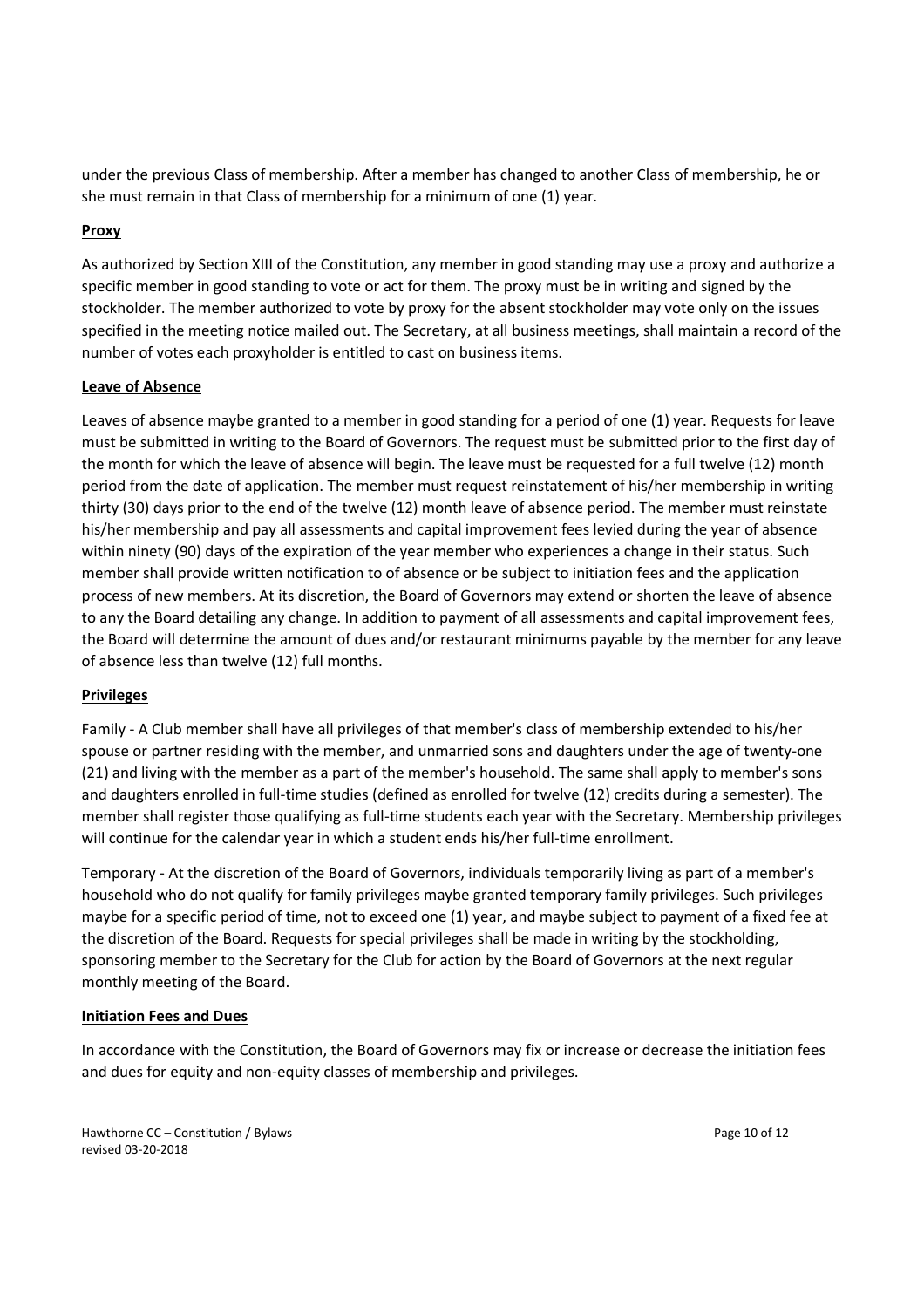under the previous Class of membership. After a member has changed to another Class of membership, he or she must remain in that Class of membership for a minimum of one (1) year.

**Proxy**

As authorized by Section XIII of the Constitution, any member in good standing may use a proxy and authorize a specific member in good standing to vote or act for them. The proxy must be in writing and signed by the stockholder. The member authorized to vote by proxy for the absent stockholder may vote only on the issues specified in the meeting notice mailed out. The Secretary, at all business meetings, shall maintain a record of the number of votes each proxyholder is entitled to cast on business items.

**Leave of Absence**

Leaves of absence maybe granted to a member in good standing for a period of one (1) year. Requests for leave must be submitted in writing to the Board of Governors. The request must be submitted prior to the first day of the month for which the leave of absence will begin. The leave must be requested for a full twelve (12) month period from the date of application. The member must request reinstatement of his/her membership in writing thirty (30) days prior to the end of the twelve (12) month leave of absence period. The member must reinstate his/her membership and pay all assessments and capital improvement fees levied during the year of absence within ninety (90) days of the expiration of the year member who experiences a change in their status. Such member shall provide written notification to of absence or be subject to initiation fees and the application process of new members. At its discretion, the Board of Governors may extend or shorten the leave of absence to any the Board detailing any change. In addition to payment of all assessments and capital improvement fees, the Board will determine the amount of dues and/or restaurant minimums payable by the member for any leave of absence less than twelve (12) full months.

**Privileges**

Family - A Club member shall have all privileges of that member's class of membership extended to his/her spouse or partner residing with the member, and unmarried sons and daughters under the age of twenty-one (21) and living with the member as a part of the member's household. The same shall apply to member's sons and daughters enrolled in full-time studies (defined as enrolled for twelve (12) credits during a semester). The member shall register those qualifying as full-time students each year with the Secretary. Membership privileges will continue for the calendar year in which a student ends his/her full-time enrollment.

Temporary - At the discretion of the Board of Governors, individuals temporarily living as part of a member's household who do not qualify for family privileges maybe granted temporary family privileges. Such privileges maybe for a specific period of time, not to exceed one (1) year, and maybe subject to payment of a fixed fee at the discretion of the Board. Requests for special privileges shall be made in writing by the stockholding, sponsoring member to the Secretary for the Club for action by the Board of Governors at the next regular monthly meeting of the Board.

**Initiation Fees and Dues**

In accordance with the Constitution, the Board of Governors may fix or increase or decrease the initiation fees and dues for equity and non-equity classes of membership and privileges.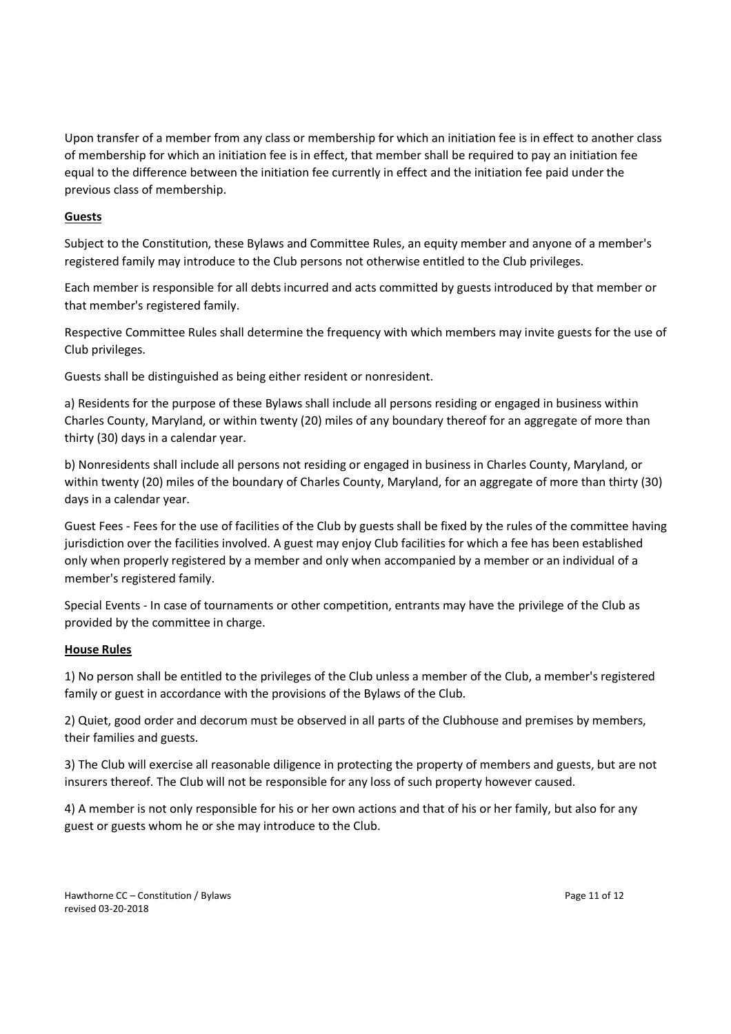Upon transfer of a member from any class or membership for which an initiation fee is in effect to another class of membership for which an initiation fee is in effect, that member shall be required to pay an initiation fee equal to the difference between the initiation fee currently in effect and the initiation fee paid under the previous class of membership.

**Guests**

Subject to the Constitution, these Bylaws and Committee Rules, an equity member and anyone of a member's registered family may introduce to the Club persons not otherwise entitled to the Club privileges.

Each member is responsible for all debts incurred and acts committed by guests introduced by that member or that member's registered family.

Respective Committee Rules shall determine the frequency with which members may invite guests for the use of Club privileges.

Guests shall be distinguished as being either resident or nonresident.

a) Residents for the purpose of these Bylaws shall include all persons residing or engaged in business within Charles County, Maryland, or within twenty (20) miles of any boundary thereof for an aggregate of more than thirty (30) days in a calendar year.

b) Nonresidents shall include all persons not residing or engaged in business in Charles County, Maryland, or within twenty (20) miles of the boundary of Charles County, Maryland, for an aggregate of more than thirty (30) days in a calendar year.

Guest Fees - Fees for the use of facilities of the Club by guests shall be fixed by the rules of the committee having jurisdiction over the facilities involved. A guest may enjoy Club facilities for which a fee has been established only when properly registered by a member and only when accompanied by a member or an individual of a member's registered family.

Special Events - In case of tournaments or other competition, entrants may have the privilege of the Club as provided by the committee in charge.

**House Rules**

1) No person shall be entitled to the privileges of the Club unless a member of the Club, a member's registered family or guest in accordance with the provisions of the Bylaws of the Club.

2) Quiet, good order and decorum must be observed in all parts of the Clubhouse and premises by members, their families and guests.

3) The Club will exercise all reasonable diligence in protecting the property of members and guests, but are not insurers thereof. The Club will not be responsible for any loss of such property however caused.

4) A member is not only responsible for his or her own actions and that of his or her family, but also for any guest or guests whom he or she may introduce to the Club.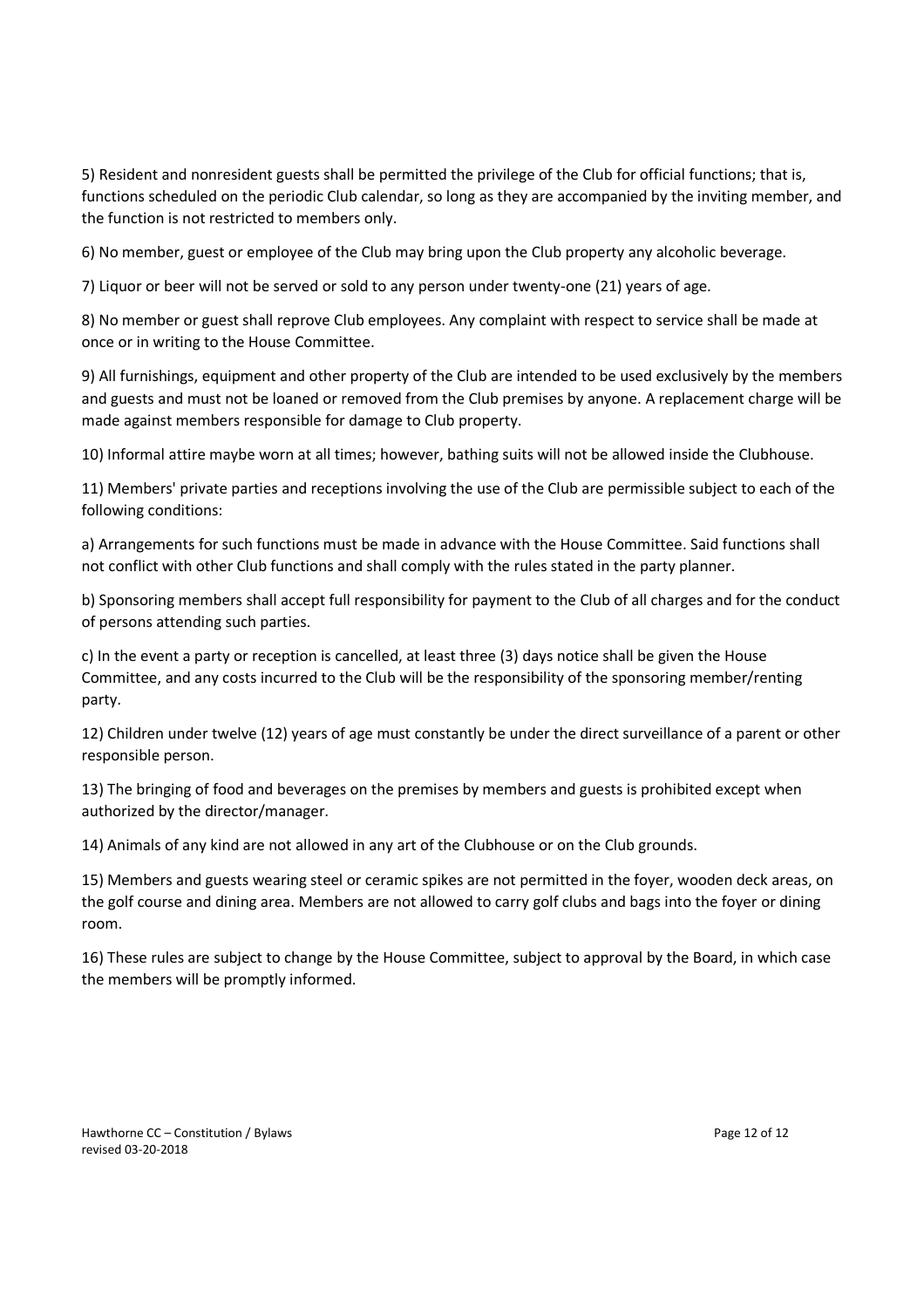5) Resident and nonresident guests shall be permitted the privilege of the Club for official functions; that is, functions scheduled on the periodic Club calendar, so long as they are accompanied by the inviting member, and the function is not restricted to members only.

6) No member, guest or employee of the Club may bring upon the Club property any alcoholic beverage.

7) Liquor or beer will not be served or sold to any person under twenty-one (21) years of age.

8) No member or guest shall reprove Club employees. Any complaint with respect to service shall be made at once or in writing to the House Committee.

9) All furnishings, equipment and other property of the Club are intended to be used exclusively by the members and guests and must not be loaned or removed from the Club premises by anyone. A replacement charge will be made against members responsible for damage to Club property.

10) Informal attire maybe worn at all times; however, bathing suits will not be allowed inside the Clubhouse.

11) Members' private parties and receptions involving the use of the Club are permissible subject to each of the following conditions:

a) Arrangements for such functions must be made in advance with the House Committee. Said functions shall not conflict with other Club functions and shall comply with the rules stated in the party planner.

b) Sponsoring members shall accept full responsibility for payment to the Club of all charges and for the conduct of persons attending such parties.

c) In the event a party or reception is cancelled, at least three (3) days notice shall be given the House Committee, and any costs incurred to the Club will be the responsibility of the sponsoring member/renting party.

12) Children under twelve (12) years of age must constantly be under the direct surveillance of a parent or other responsible person.

13) The bringing of food and beverages on the premises by members and guests is prohibited except when authorized by the director/manager.

14) Animals of any kind are not allowed in any art of the Clubhouse or on the Club grounds.

15) Members and guests wearing steel or ceramic spikes are not permitted in the foyer, wooden deck areas, on the golf course and dining area. Members are not allowed to carry golf clubs and bags into the foyer or dining room.

16) These rules are subject to change by the House Committee, subject to approval by the Board, in which case the members will be promptly informed.